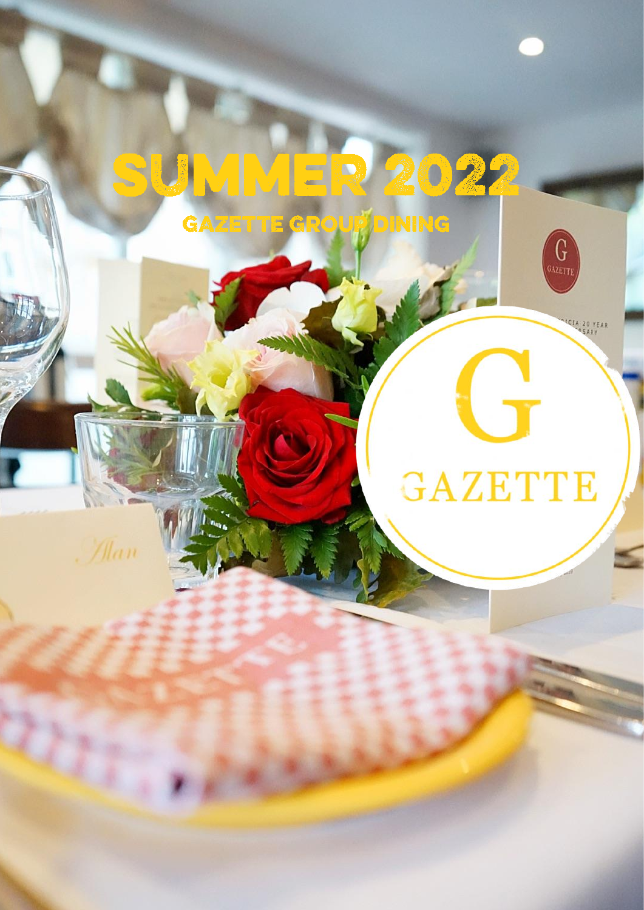# SUMMER 2022

## GAZETTE GROUP DINING

GAZETTE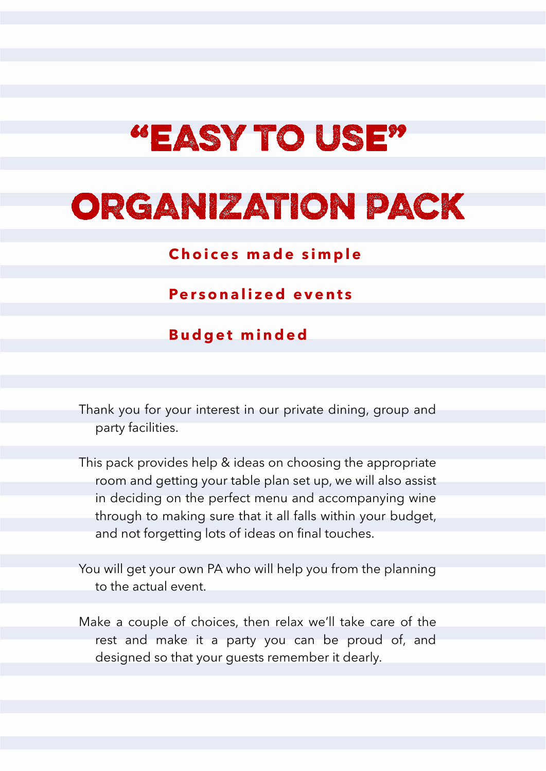# "EASY TO USE"

# ORGANIZATION PACK

**Choices made simple**

**Personalized events**

**Budget minded**

Thank you for your interest in our private dining, group and party facilities.

This pack provides help & ideas on choosing the appropriate room and getting your table plan set up, we will also assist in deciding on the perfect menu and accompanying wine through to making sure that it all falls within your budget, and not forgetting lots of ideas on final touches.

You will get your own PA who will help you from the planning to the actual event.

Make a couple of choices, then relax we'll take care of the rest and make it a party you can be proud of, and designed so that your guests remember it dearly.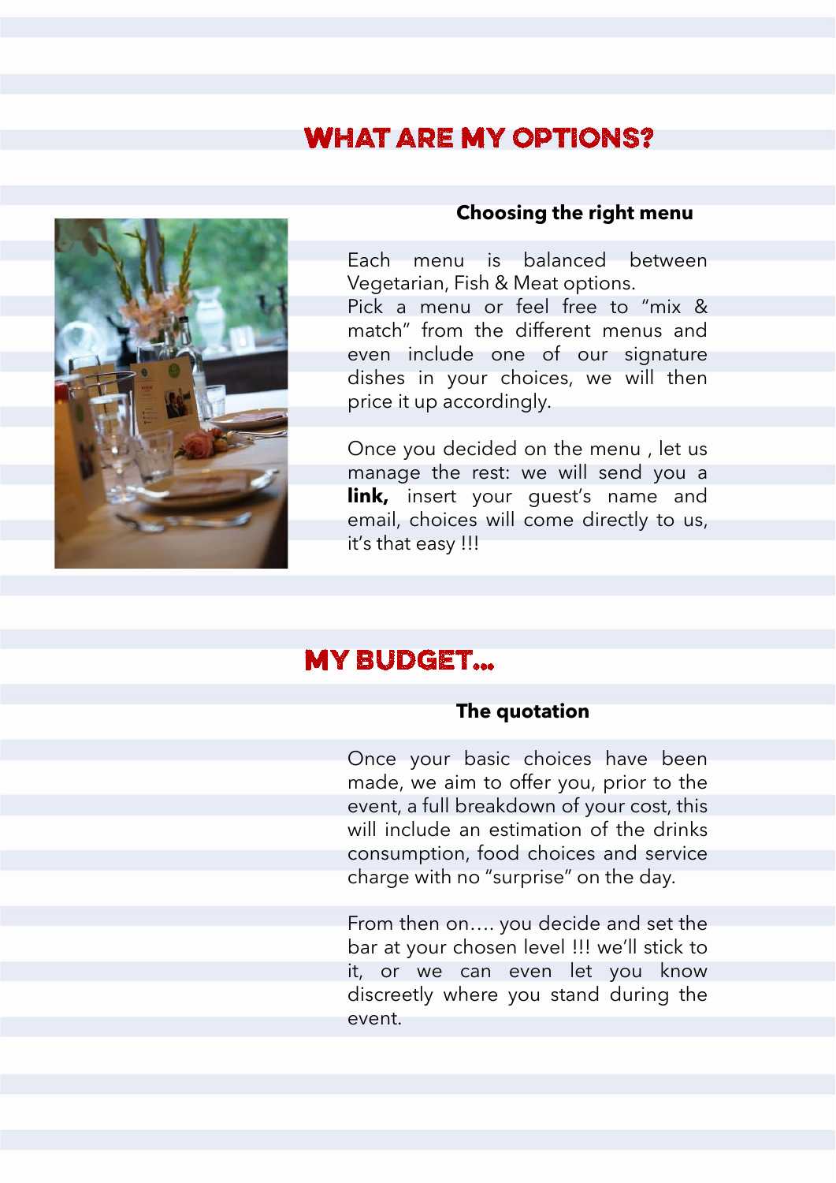# WHAT ARE MY OPTIONS?

### Choosing the right menu

Each menu is balanced between Vegetarian, Fish & Meat options.
Pick a menu or feel free to "mix & match" from the different menus and even include one of our signature dishes in your choices, we will then price it up accordingly.

Once you decided on the menu , let us manage the rest: we will send you a **link,** insert your guest's name and email, choices will come directly to us, it's that easy !!!

# MY BUDGET...

### The quotation

Once your basic choices have been made, we aim to offer you, prior to the event, a full breakdown of your cost, this will include an estimation of the drinks consumption, food choices and service charge with no "surprise" on the day.

From then on…. you decide and set the bar at your chosen level !!! we'll stick to it, or we can even let you know discreetly where you stand during the event.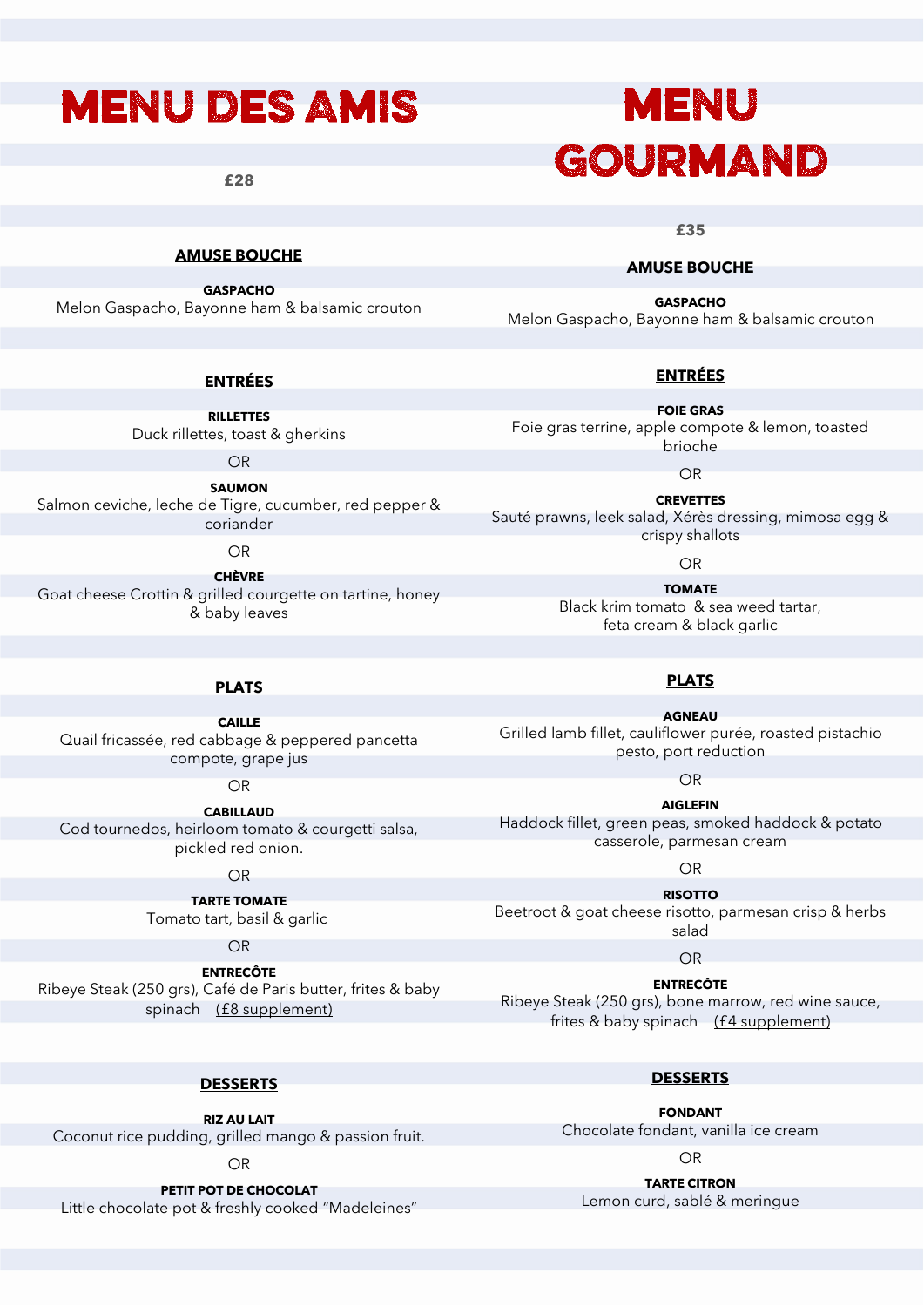# MENU DES AMIS

**£28**

## AMUSE BOUCHE

**GASPACHO**
Melon Gaspacho, Bayonne ham & balsamic crouton

## ENTRÉES

**RILLETTES**
Duck rillettes, toast & gherkins

OR

**SAUMON**
Salmon ceviche, leche de Tigre, cucumber, red pepper & coriander

OR

**CHÈVRE**
Goat cheese Crottin & grilled courgette on tartine, honey & baby leaves

## PLATS

**CAILLE**
Quail fricassée, red cabbage & peppered pancetta compote, grape jus

OR

**CABILLAUD**
Cod tournedos, heirloom tomato & courgetti salsa, pickled red onion.

OR

**TARTE TOMATE**
Tomato tart, basil & garlic

OR

**ENTRECÔTE**
Ribeye Steak (250 grs), Café de Paris butter, frites & baby spinach (£8 supplement)

## DESSERTS

**RIZ AU LAIT**
Coconut rice pudding, grilled mango & passion fruit.

OR

**PETIT POT DE CHOCOLAT**
Little chocolate pot & freshly cooked "Madeleines"

# MENU GOURMAND

**£35**

## AMUSE BOUCHE

**GASPACHO**
Melon Gaspacho, Bayonne ham & balsamic crouton

## ENTRÉES

**FOIE GRAS**
Foie gras terrine, apple compote & lemon, toasted brioche

OR

**CREVETTES**
Sauté prawns, leek salad, Xérès dressing, mimosa egg & crispy shallots

OR

**TOMATE**
Black krim tomato & sea weed tartar, feta cream & black garlic

## PLATS

**AGNEAU**
Grilled lamb fillet, cauliflower purée, roasted pistachio pesto, port reduction

OR

**AIGLEFIN**
Haddock fillet, green peas, smoked haddock & potato casserole, parmesan cream

OR

**RISOTTO**
Beetroot & goat cheese risotto, parmesan crisp & herbs salad

OR

**ENTRECÔTE**
Ribeye Steak (250 grs), bone marrow, red wine sauce, frites & baby spinach (£4 supplement)

## DESSERTS

**FONDANT**
Chocolate fondant, vanilla ice cream

OR

**TARTE CITRON**
Lemon curd, sablé & meringue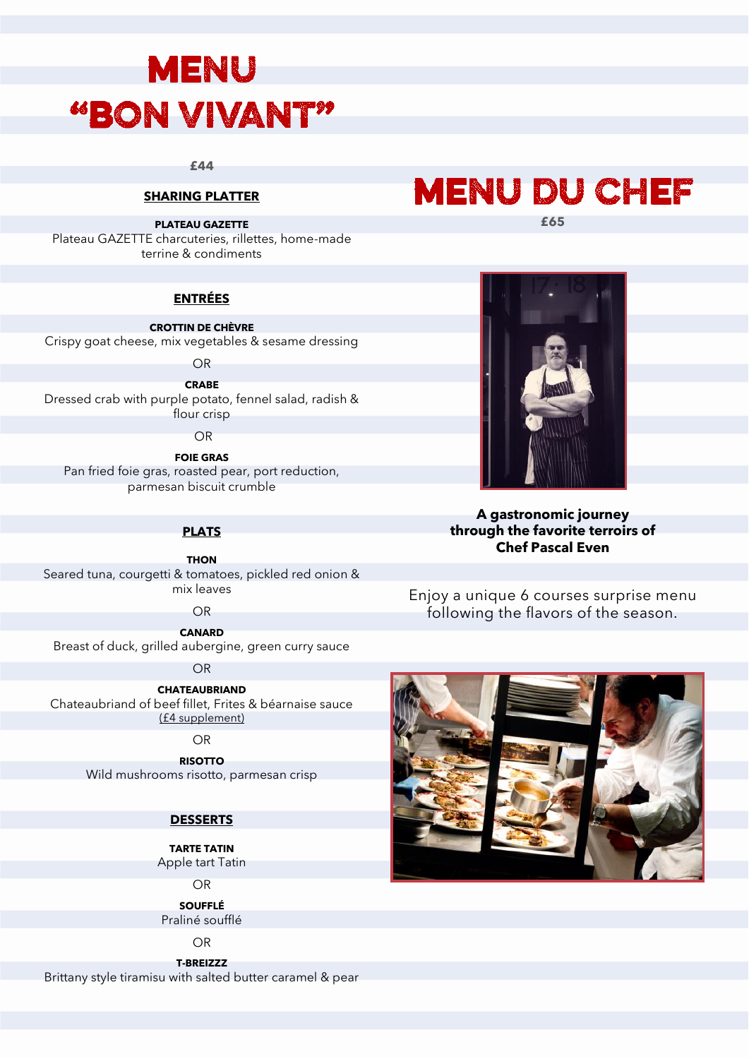# MENU "BON VIVANT"

£44

## SHARING PLATTER

**PLATEAU GAZETTE**
Plateau GAZETTE charcuteries, rillettes, home-made terrine & condiments

## ENTRÉES

**CROTTIN DE CHÈVRE**
Crispy goat cheese, mix vegetables & sesame dressing

OR

**CRABE**
Dressed crab with purple potato, fennel salad, radish & flour crisp

OR

**FOIE GRAS**
Pan fried foie gras, roasted pear, port reduction, parmesan biscuit crumble

## PLATS

**THON**
Seared tuna, courgetti & tomatoes, pickled red onion & mix leaves

OR

**CANARD**
Breast of duck, grilled aubergine, green curry sauce

OR

**CHATEAUBRIAND**
Chateaubriand of beef fillet, Frites & béarnaise sauce
(£4 supplement)

OR

**RISOTTO**
Wild mushrooms risotto, parmesan crisp

## DESSERTS

**TARTE TATIN**
Apple tart Tatin

OR

**SOUFFLÉ**
Praliné soufflé

OR

**T-BREIZZZ**
Brittany style tiramisu with salted butter caramel & pear

# MENU DU CHEF

£65

**A gastronomic journey through the favorite terroirs of Chef Pascal Even**

Enjoy a unique 6 courses surprise menu following the flavors of the season.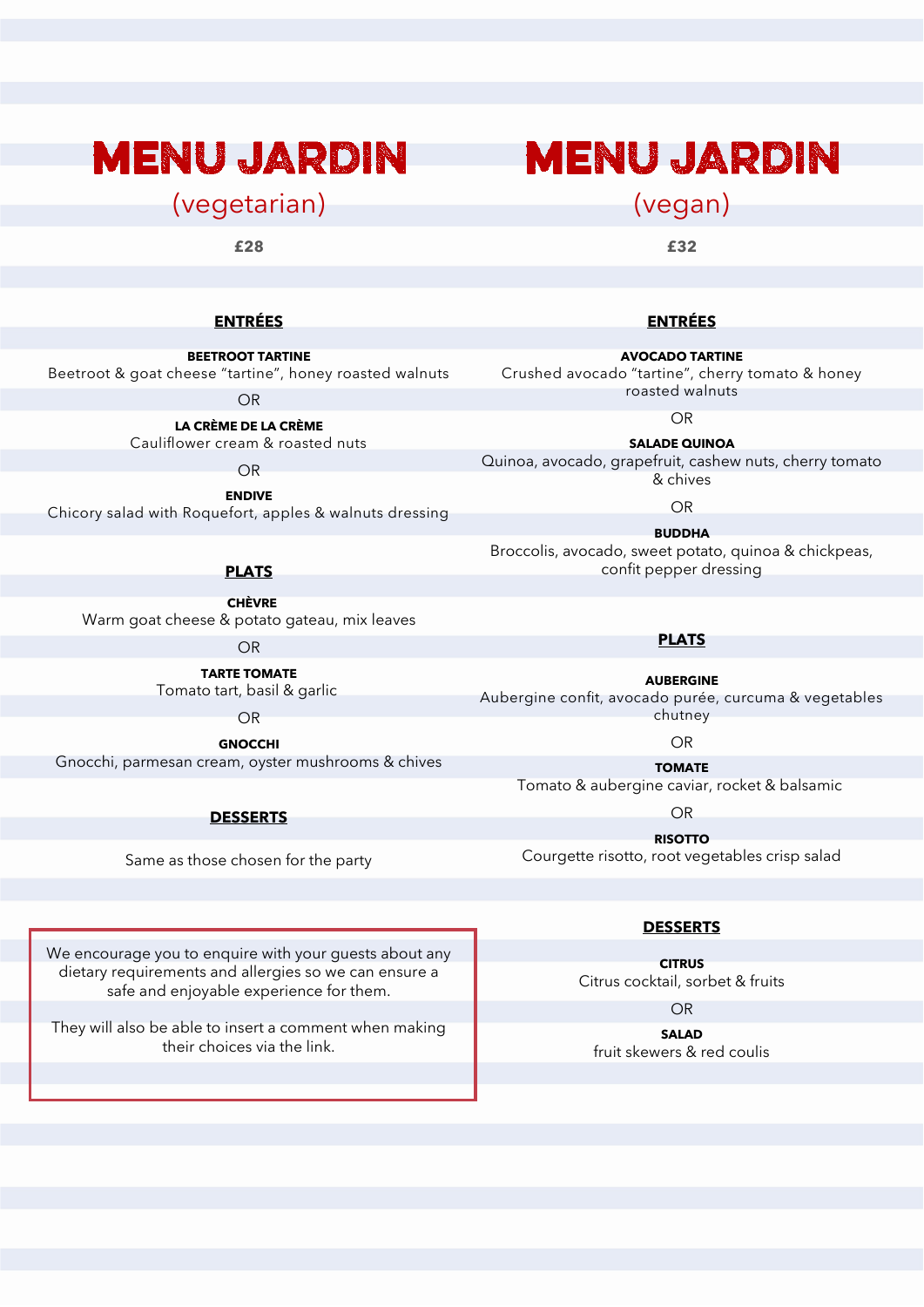# MENU JARDIN

## (vegetarian)

**£28**

### ENTRÉES

**BEETROOT TARTINE**
Beetroot & goat cheese "tartine", honey roasted walnuts

OR

**LA CRÈME DE LA CRÈME**
Cauliflower cream & roasted nuts

OR

**ENDIVE**
Chicory salad with Roquefort, apples & walnuts dressing

### PLATS

**CHÈVRE**
Warm goat cheese & potato gateau, mix leaves

OR

**TARTE TOMATE**
Tomato tart, basil & garlic

OR

**GNOCCHI**
Gnocchi, parmesan cream, oyster mushrooms & chives

### DESSERTS

Same as those chosen for the party

We encourage you to enquire with your guests about any dietary requirements and allergies so we can ensure a safe and enjoyable experience for them.

They will also be able to insert a comment when making their choices via the link.

# MENU JARDIN

## (vegan)

**£32**

### ENTRÉES

**AVOCADO TARTINE**
Crushed avocado "tartine", cherry tomato & honey roasted walnuts

OR

**SALADE QUINOA**
Quinoa, avocado, grapefruit, cashew nuts, cherry tomato & chives

OR

**BUDDHA**
Broccolis, avocado, sweet potato, quinoa & chickpeas, confit pepper dressing

### PLATS

**AUBERGINE**
Aubergine confit, avocado purée, curcuma & vegetables chutney

OR

**TOMATE**
Tomato & aubergine caviar, rocket & balsamic

OR

**RISOTTO**
Courgette risotto, root vegetables crisp salad

### DESSERTS

**CITRUS**
Citrus cocktail, sorbet & fruits

OR

**SALAD**
fruit skewers & red coulis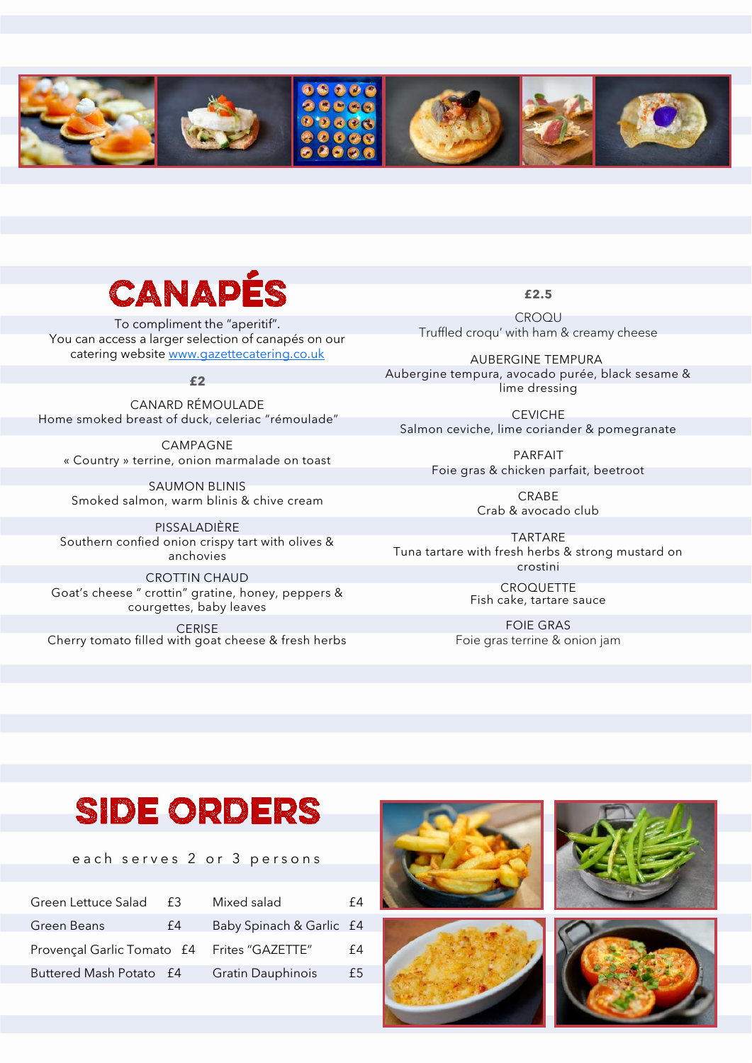# CANAPÉS

To compliment the "aperitif".
You can access a larger selection of canapés on our catering website [www.gazettecatering.co.uk](http://www.gazettecatering.co.uk)

**£2**

CANARD RÉMOULADE
Home smoked breast of duck, celeriac "rémoulade"

CAMPAGNE
« Country » terrine, onion marmalade on toast

SAUMON BLINIS
Smoked salmon, warm blinis & chive cream

PISSALADIÈRE
Southern confied onion crispy tart with olives & anchovies

CROTTIN CHAUD
Goat's cheese " crottin" gratine, honey, peppers & courgettes, baby leaves

CERISE
Cherry tomato filled with goat cheese & fresh herbs

**£2.5**

CROQU
Truffled croqu' with ham & creamy cheese

AUBERGINE TEMPURA
Aubergine tempura, avocado purée, black sesame & lime dressing

CEVICHE
Salmon ceviche, lime coriander & pomegranate

PARFAIT
Foie gras & chicken parfait, beetroot

CRABE
Crab & avocado club

TARTARE
Tuna tartare with fresh herbs & strong mustard on crostini

CROQUETTE
Fish cake, tartare sauce

FOIE GRAS
Foie gras terrine & onion jam

# SIDE ORDERS

each serves 2 or 3 persons

| | | | |
|---|---|---|---|
| Green Lettuce Salad | £3 | Mixed salad | £4 |
| Green Beans | £4 | Baby Spinach & Garlic | £4 |
| Provençal Garlic Tomato | £4 | Frites "GAZETTE" | £4 |
| Buttered Mash Potato | £4 | Gratin Dauphinois | £5 |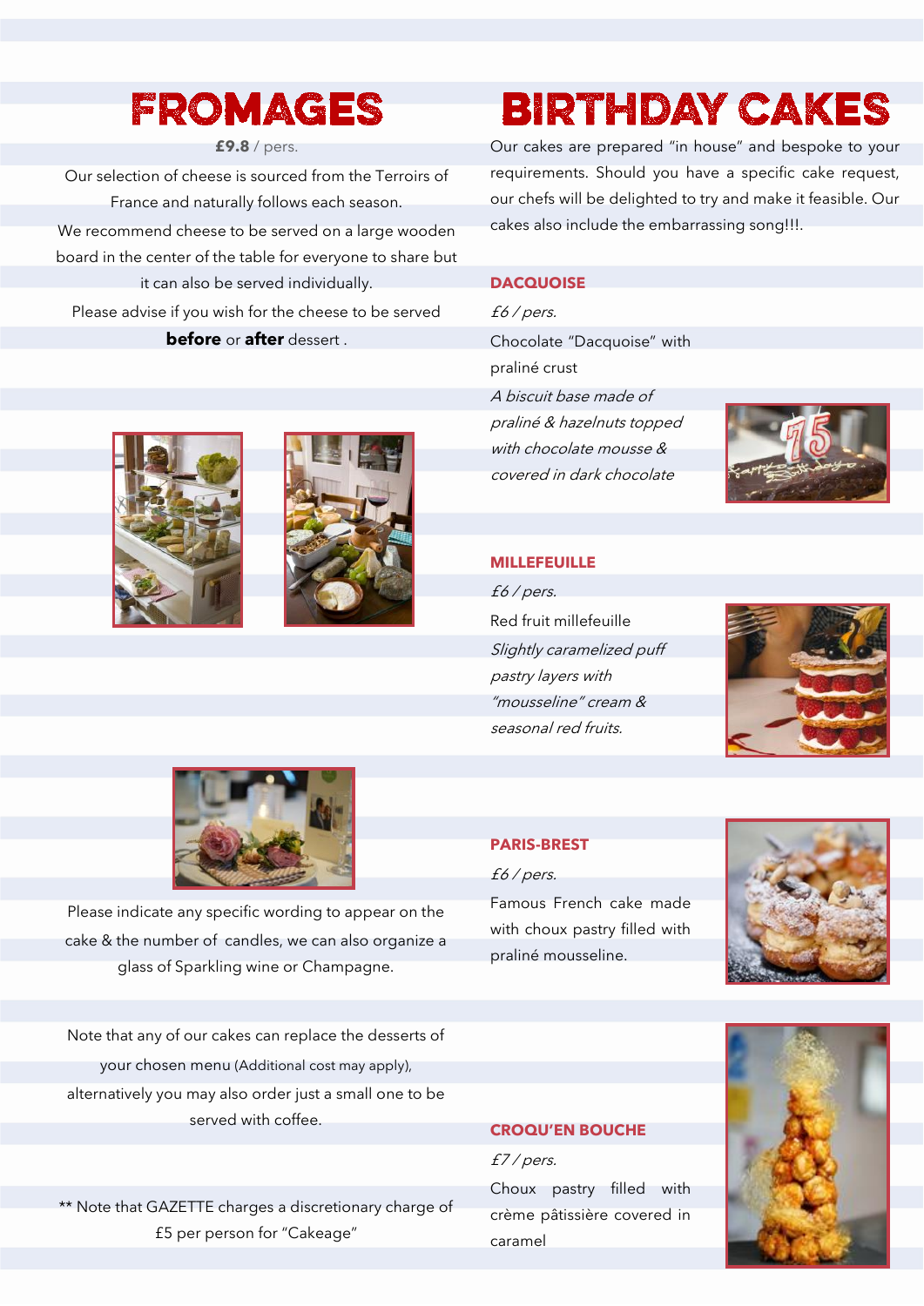# FROMAGES

**£9.8** / pers.

Our selection of cheese is sourced from the Terroirs of France and naturally follows each season.

We recommend cheese to be served on a large wooden board in the center of the table for everyone to share but it can also be served individually.

Please advise if you wish for the cheese to be served **before** or **after** dessert .

Please indicate any specific wording to appear on the cake & the number of candles, we can also organize a glass of Sparkling wine or Champagne.

Note that any of our cakes can replace the desserts of your chosen menu (Additional cost may apply), alternatively you may also order just a small one to be served with coffee.

** Note that GAZETTE charges a discretionary charge of £5 per person for "Cakeage"

# BIRTHDAY CAKES

Our cakes are prepared "in house" and bespoke to your requirements. Should you have a specific cake request, our chefs will be delighted to try and make it feasible. Our cakes also include the embarrassing song!!!.

## DACQUOISE

*£6 / pers.*

Chocolate "Dacquoise" with praliné crust

*A biscuit base made of praliné & hazelnuts topped with chocolate mousse & covered in dark chocolate*

## MILLEFEUILLE

*£6 / pers.*

Red fruit millefeuille

*Slightly caramelized puff pastry layers with "mousseline" cream & seasonal red fruits.*

## PARIS-BREST

*£6 / pers.*

Famous French cake made with choux pastry filled with praliné mousseline.

## CROQU'EN BOUCHE

*£7 / pers.*

Choux pastry filled with crème pâtissière covered in caramel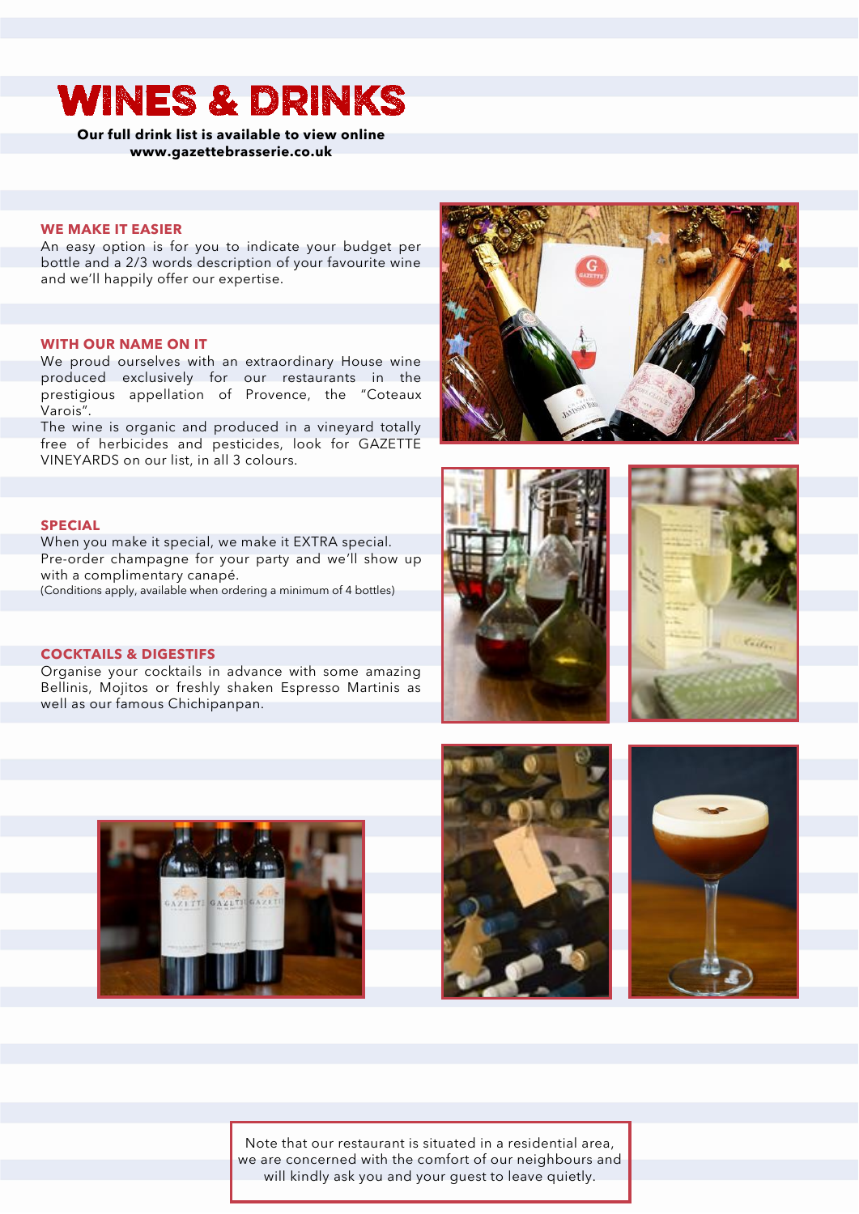# WINES & DRINKS

**Our full drink list is available to view online**
**www.gazettebrasserie.co.uk**

## WE MAKE IT EASIER

An easy option is for you to indicate your budget per bottle and a 2/3 words description of your favourite wine and we'll happily offer our expertise.

## WITH OUR NAME ON IT

We proud ourselves with an extraordinary House wine produced exclusively for our restaurants in the prestigious appellation of Provence, the "Coteaux Varois".
The wine is organic and produced in a vineyard totally free of herbicides and pesticides, look for GAZETTE VINEYARDS on our list, in all 3 colours.

## SPECIAL

When you make it special, we make it EXTRA special.
Pre-order champagne for your party and we'll show up with a complimentary canapé.
(Conditions apply, available when ordering a minimum of 4 bottles)

## COCKTAILS & DIGESTIFS

Organise your cocktails in advance with some amazing Bellinis, Mojitos or freshly shaken Espresso Martinis as well as our famous Chichipanpan.

Note that our restaurant is situated in a residential area, we are concerned with the comfort of our neighbours and will kindly ask you and your guest to leave quietly.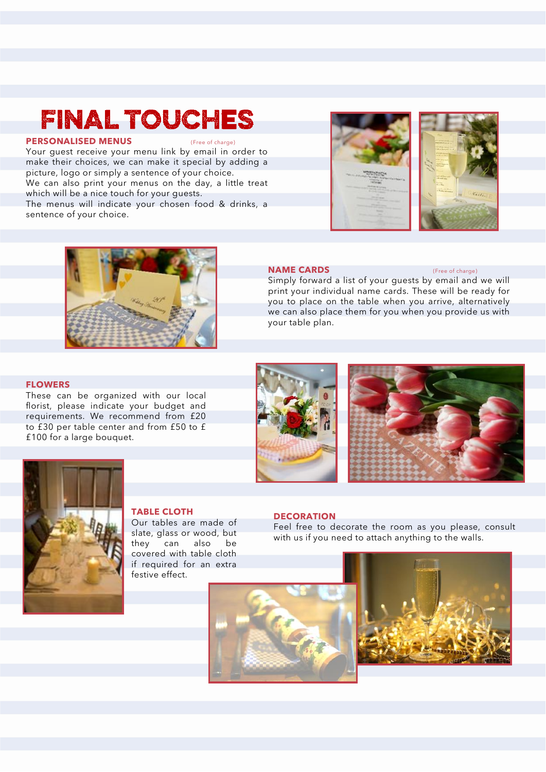# FINAL TOUCHES

## PERSONALISED MENUS

(Free of charge)

Your guest receive your menu link by email in order to make their choices, we can make it special by adding a picture, logo or simply a sentence of your choice.
We can also print your menus on the day, a little treat which will be a nice touch for your guests.
The menus will indicate your chosen food & drinks, a sentence of your choice.

## NAME CARDS

(Free of charge)

Simply forward a list of your guests by email and we will print your individual name cards. These will be ready for you to place on the table when you arrive, alternatively we can also place them for you when you provide us with your table plan.

## FLOWERS

These can be organized with our local florist, please indicate your budget and requirements. We recommend from £20 to £30 per table center and from £50 to £ £100 for a large bouquet.

## TABLE CLOTH

Our tables are made of slate, glass or wood, but they can also be covered with table cloth if required for an extra festive effect.

## DECORATION

Feel free to decorate the room as you please, consult with us if you need to attach anything to the walls.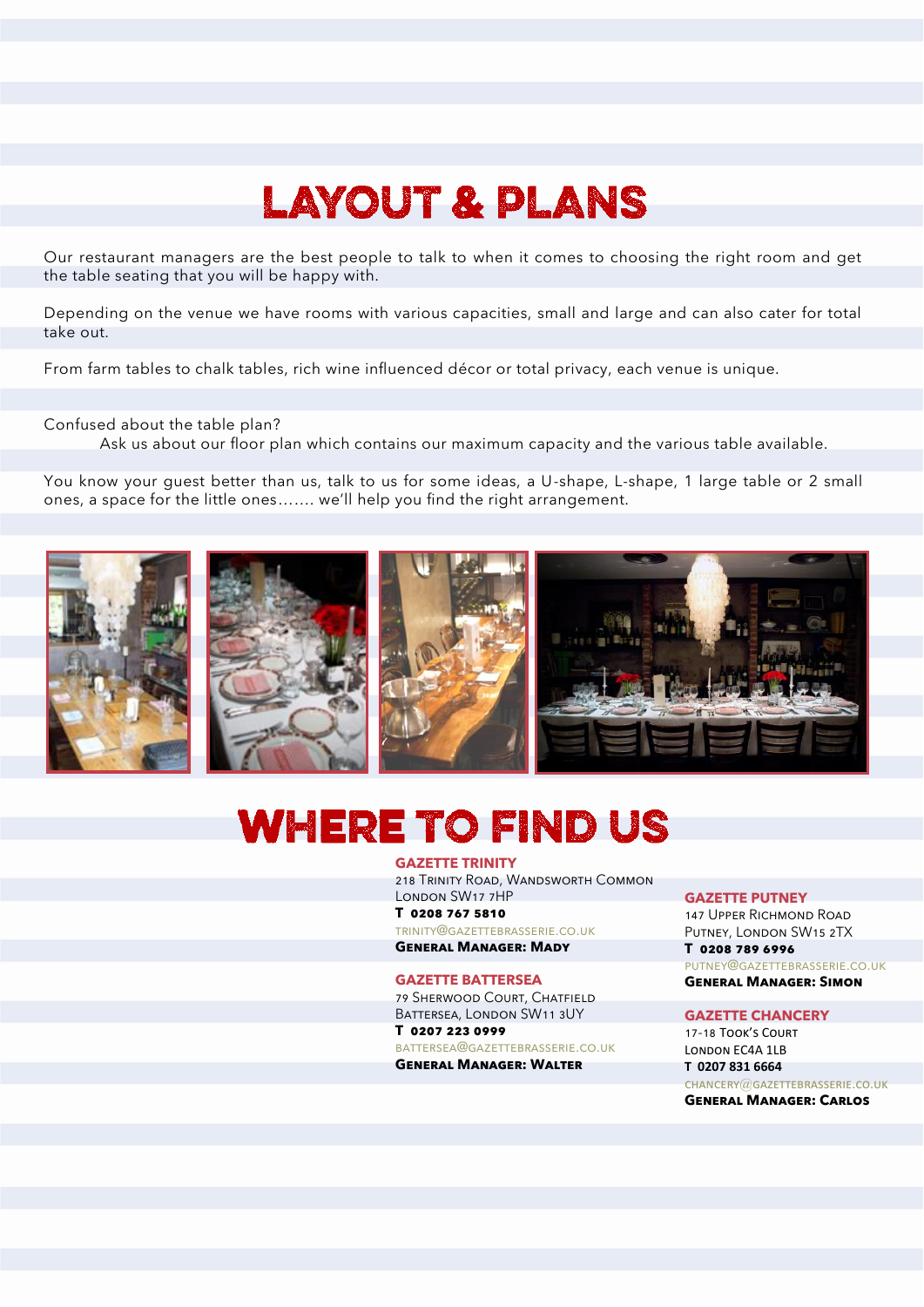# LAYOUT & PLANS

Our restaurant managers are the best people to talk to when it comes to choosing the right room and get the table seating that you will be happy with.

Depending on the venue we have rooms with various capacities, small and large and can also cater for total take out.

From farm tables to chalk tables, rich wine influenced décor or total privacy, each venue is unique.

Confused about the table plan?
Ask us about our floor plan which contains our maximum capacity and the various table available.

You know your guest better than us, talk to us for some ideas, a U-shape, L-shape, 1 large table or 2 small ones, a space for the little ones……. we'll help you find the right arrangement.

# WHERE TO FIND US

**GAZETTE TRINITY**
218 Trinity Road, Wandsworth Common
London SW17 7HP
**T 0208 767 5810**
trinity@gazettebrasserie.co.uk
**General Manager: Mady**

**GAZETTE BATTERSEA**
79 Sherwood Court, Chatfield
Battersea, London SW11 3UY
**T 0207 223 0999**
battersea@gazettebrasserie.co.uk
**General Manager: Walter**

**GAZETTE PUTNEY**
147 Upper Richmond Road
Putney, London SW15 2TX
**T 0208 789 6996**
putney@gazettebrasserie.co.uk
**General Manager: Simon**

**GAZETTE CHANCERY**
17-18 Took's Court
London EC4A 1LB
**T 0207 831 6664**
chancery@gazettebrasserie.co.uk
**General Manager: Carlos**